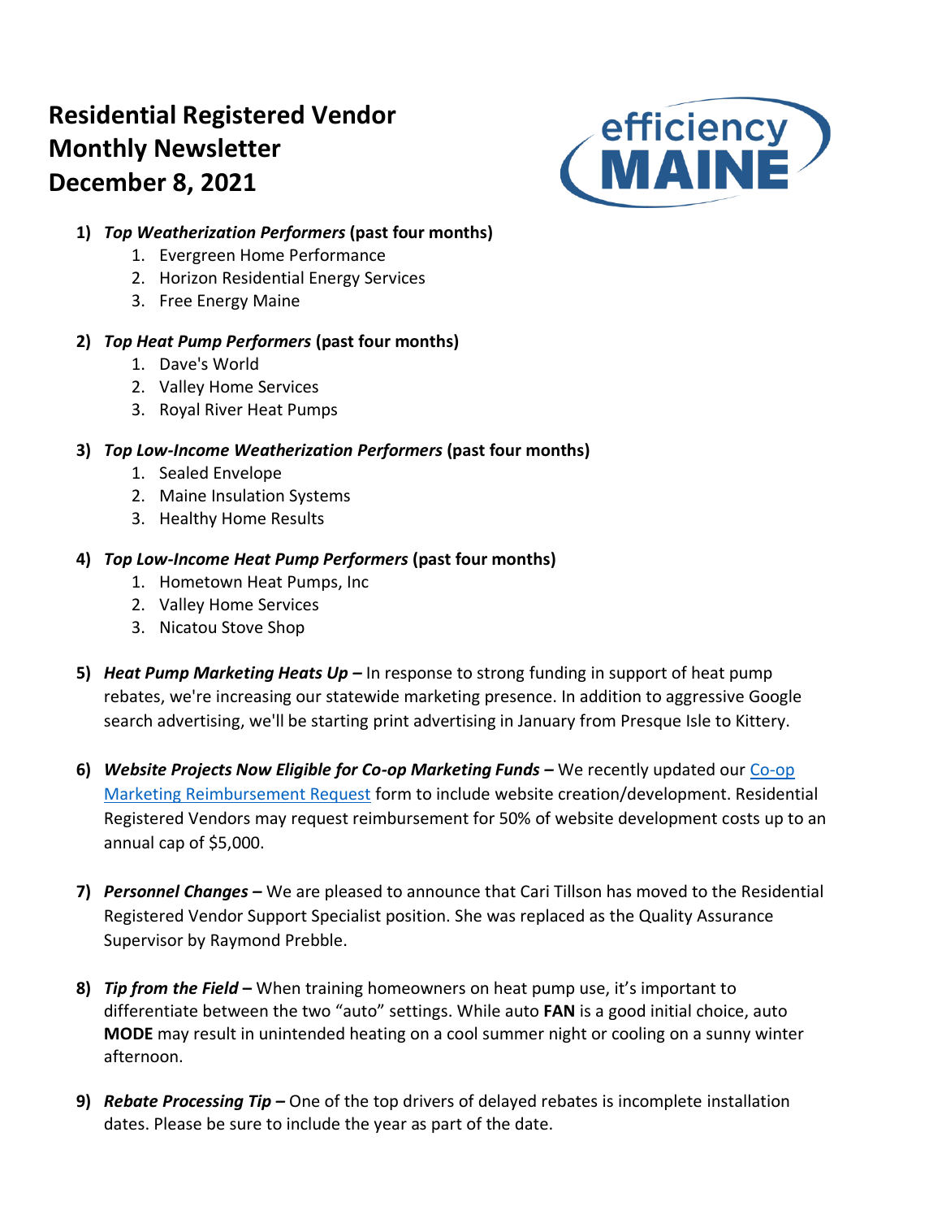# Residential Registered Vendor Monthly Newsletter December 8, 2021

1) ***Top Weatherization Performers*** **(past four months)**
    1. Evergreen Home Performance
    2. Horizon Residential Energy Services
    3. Free Energy Maine

2) ***Top Heat Pump Performers*** **(past four months)**
    1. Dave's World
    2. Valley Home Services
    3. Royal River Heat Pumps

3) ***Top Low-Income Weatherization Performers*** **(past four months)**
    1. Sealed Envelope
    2. Maine Insulation Systems
    3. Healthy Home Results

4) ***Top Low-Income Heat Pump Performers*** **(past four months)**
    1. Hometown Heat Pumps, Inc
    2. Valley Home Services
    3. Nicatou Stove Shop

5) ***Heat Pump Marketing Heats Up –*** In response to strong funding in support of heat pump rebates, we're increasing our statewide marketing presence. In addition to aggressive Google search advertising, we'll be starting print advertising in January from Presque Isle to Kittery.

6) ***Website Projects Now Eligible for Co-op Marketing Funds –*** We recently updated our Co-op Marketing Reimbursement Request form to include website creation/development. Residential Registered Vendors may request reimbursement for 50% of website development costs up to an annual cap of $5,000.

7) ***Personnel Changes –*** We are pleased to announce that Cari Tillson has moved to the Residential Registered Vendor Support Specialist position. She was replaced as the Quality Assurance Supervisor by Raymond Prebble.

8) ***Tip from the Field –*** When training homeowners on heat pump use, it's important to differentiate between the two "auto" settings. While auto **FAN** is a good initial choice, auto **MODE** may result in unintended heating on a cool summer night or cooling on a sunny winter afternoon.

9) ***Rebate Processing Tip –*** One of the top drivers of delayed rebates is incomplete installation dates. Please be sure to include the year as part of the date.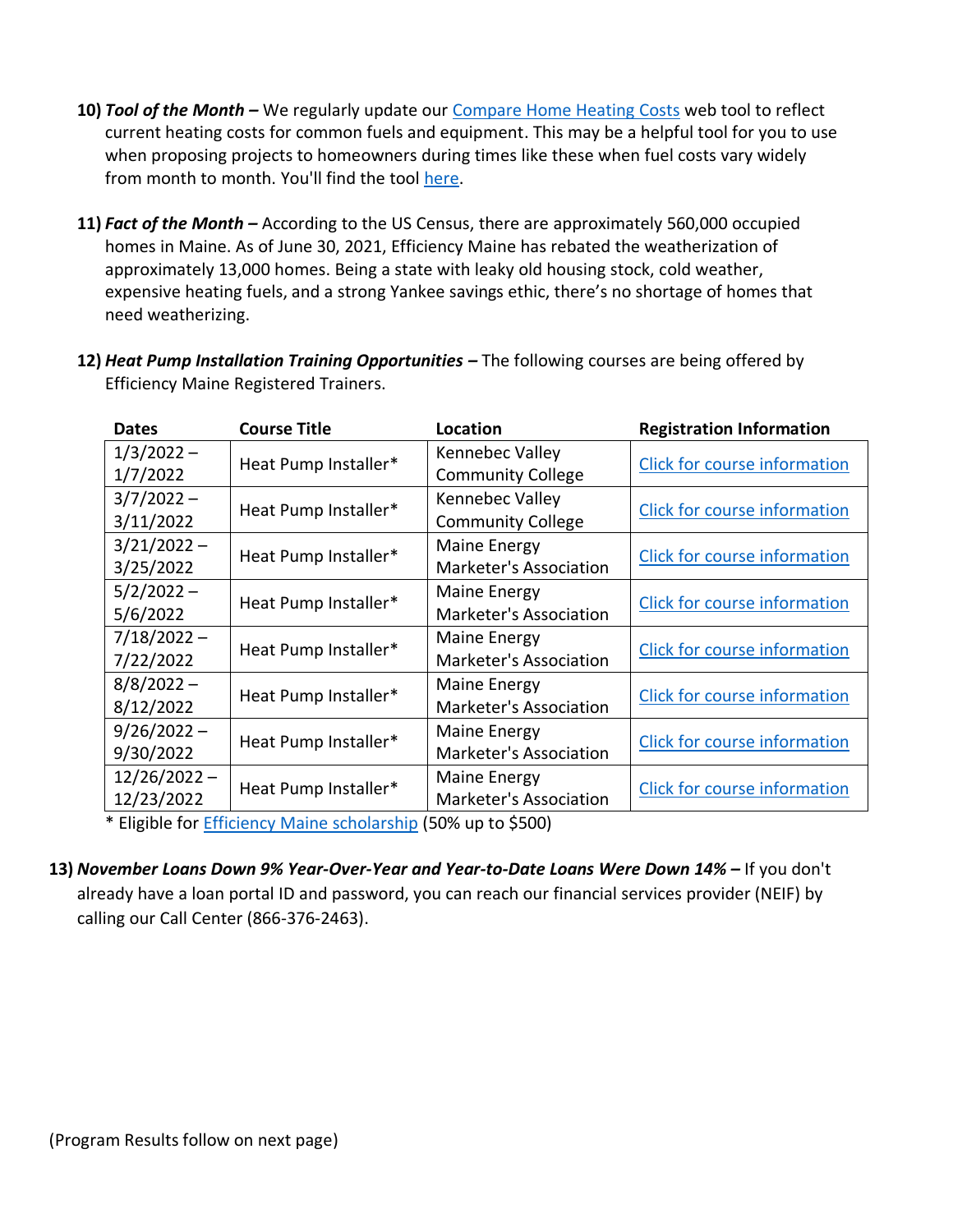10) ***Tool of the Month –*** We regularly update our [Compare Home Heating Costs](#) web tool to reflect current heating costs for common fuels and equipment. This may be a helpful tool for you to use when proposing projects to homeowners during times like these when fuel costs vary widely from month to month. You'll find the tool [here](#).

11) ***Fact of the Month –*** According to the US Census, there are approximately 560,000 occupied homes in Maine. As of June 30, 2021, Efficiency Maine has rebated the weatherization of approximately 13,000 homes. Being a state with leaky old housing stock, cold weather, expensive heating fuels, and a strong Yankee savings ethic, there's no shortage of homes that need weatherizing.

12) ***Heat Pump Installation Training Opportunities –*** The following courses are being offered by Efficiency Maine Registered Trainers.

| Dates | Course Title | Location | Registration Information |
|---|---|---|---|
| 1/3/2022 – 1/7/2022 | Heat Pump Installer* | Kennebec Valley Community College | [Click for course information](#) |
| 3/7/2022 – 3/11/2022 | Heat Pump Installer* | Kennebec Valley Community College | [Click for course information](#) |
| 3/21/2022 – 3/25/2022 | Heat Pump Installer* | Maine Energy Marketer's Association | [Click for course information](#) |
| 5/2/2022 – 5/6/2022 | Heat Pump Installer* | Maine Energy Marketer's Association | [Click for course information](#) |
| 7/18/2022 – 7/22/2022 | Heat Pump Installer* | Maine Energy Marketer's Association | [Click for course information](#) |
| 8/8/2022 – 8/12/2022 | Heat Pump Installer* | Maine Energy Marketer's Association | [Click for course information](#) |
| 9/26/2022 – 9/30/2022 | Heat Pump Installer* | Maine Energy Marketer's Association | [Click for course information](#) |
| 12/26/2022 – 12/23/2022 | Heat Pump Installer* | Maine Energy Marketer's Association | [Click for course information](#) |

* Eligible for [Efficiency Maine scholarship](#) (50% up to $500)

13) ***November Loans Down 9% Year-Over-Year and Year-to-Date Loans Were Down 14% –*** If you don't already have a loan portal ID and password, you can reach our financial services provider (NEIF) by calling our Call Center (866-376-2463).

(Program Results follow on next page)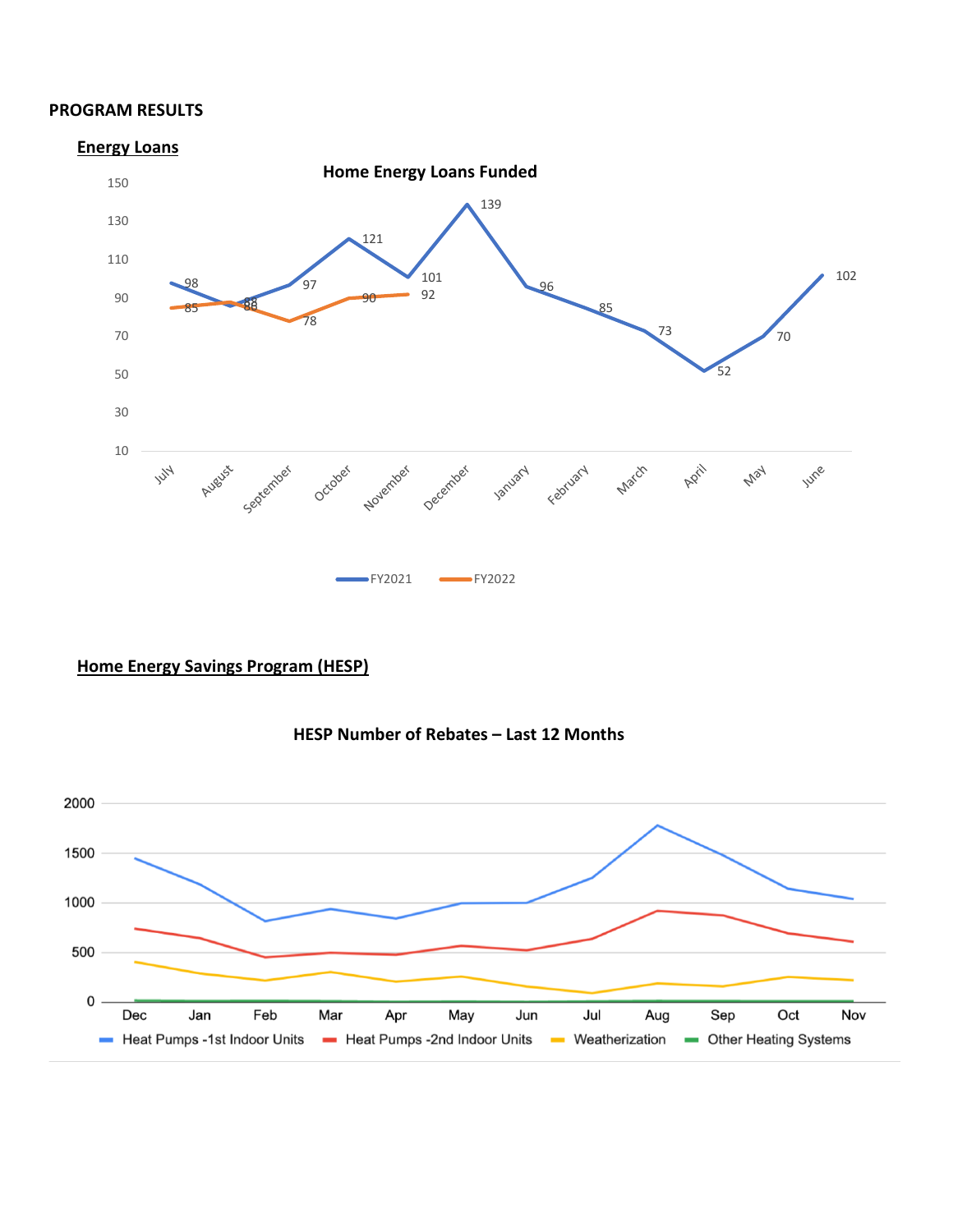**PROGRAM RESULTS**

## Energy Loans

**Home Energy Loans Funded**

| Month | FY2021 | FY2022 |
|---|---|---|
| July | 98 | 85 |
| August | 86 | 88 |
| September | 97 | 78 |
| October | 121 | 90 |
| November | 101 | 92 |
| December | 139 | |
| January | 96 | |
| February | 85 | |
| March | 73 | |
| April | 52 | |
| May | 70 | |
| June | 102 | |

## Home Energy Savings Program (HESP)

**HESP Number of Rebates – Last 12 Months**

Dec, Jan, Feb, Mar, Apr, May, Jun, Jul, Aug, Sep, Oct, Nov

Heat Pumps -1st Indoor Units | Heat Pumps -2nd Indoor Units | Weatherization | Other Heating Systems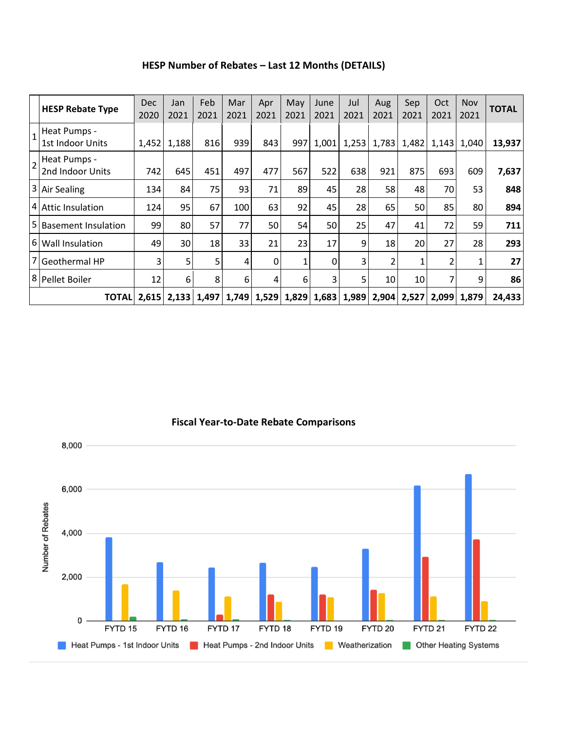## HESP Number of Rebates – Last 12 Months (DETAILS)

| | HESP Rebate Type | Dec 2020 | Jan 2021 | Feb 2021 | Mar 2021 | Apr 2021 | May 2021 | June 2021 | Jul 2021 | Aug 2021 | Sep 2021 | Oct 2021 | Nov 2021 | TOTAL |
|---|---|---|---|---|---|---|---|---|---|---|---|---|---|---|
| 1 | Heat Pumps - 1st Indoor Units | 1,452 | 1,188 | 816 | 939 | 843 | 997 | 1,001 | 1,253 | 1,783 | 1,482 | 1,143 | 1,040 | **13,937** |
| 2 | Heat Pumps - 2nd Indoor Units | 742 | 645 | 451 | 497 | 477 | 567 | 522 | 638 | 921 | 875 | 693 | 609 | **7,637** |
| 3 | Air Sealing | 134 | 84 | 75 | 93 | 71 | 89 | 45 | 28 | 58 | 48 | 70 | 53 | **848** |
| 4 | Attic Insulation | 124 | 95 | 67 | 100 | 63 | 92 | 45 | 28 | 65 | 50 | 85 | 80 | **894** |
| 5 | Basement Insulation | 99 | 80 | 57 | 77 | 50 | 54 | 50 | 25 | 47 | 41 | 72 | 59 | **711** |
| 6 | Wall Insulation | 49 | 30 | 18 | 33 | 21 | 23 | 17 | 9 | 18 | 20 | 27 | 28 | **293** |
| 7 | Geothermal HP | 3 | 5 | 5 | 4 | 0 | 1 | 0 | 3 | 2 | 1 | 2 | 1 | **27** |
| 8 | Pellet Boiler | 12 | 6 | 8 | 6 | 4 | 6 | 3 | 5 | 10 | 10 | 7 | 9 | **86** |
| | **TOTAL** | **2,615** | **2,133** | **1,497** | **1,749** | **1,529** | **1,829** | **1,683** | **1,989** | **2,904** | **2,527** | **2,099** | **1,879** | **24,433** |

**Fiscal Year-to-Date Rebate Comparisons**

Number of Rebates

FYTD 15, FYTD 16, FYTD 17, FYTD 18, FYTD 19, FYTD 20, FYTD 21, FYTD 22

Heat Pumps - 1st Indoor Units | Heat Pumps - 2nd Indoor Units | Weatherization | Other Heating Systems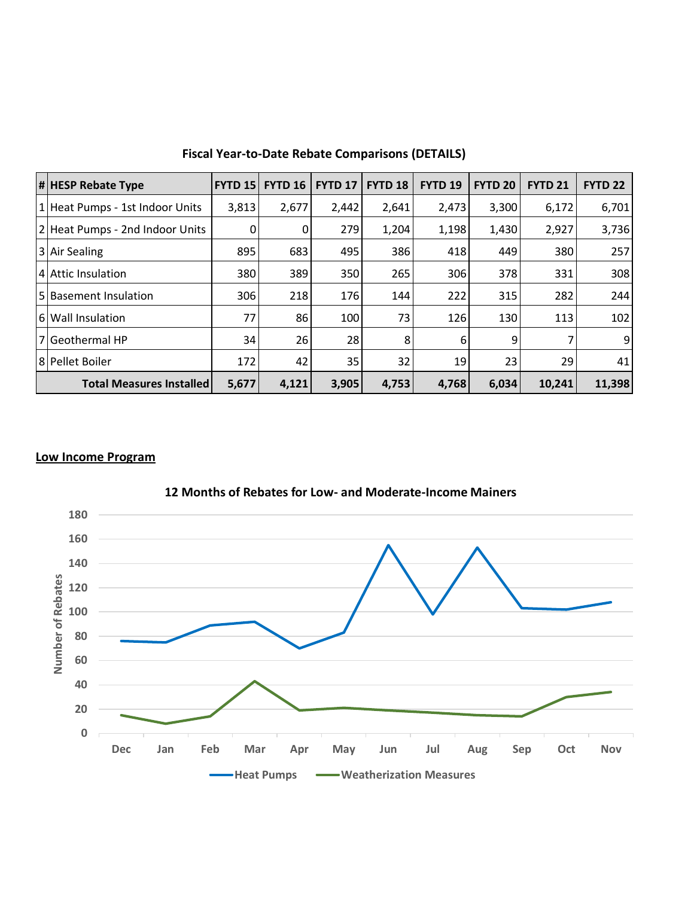**Fiscal Year-to-Date Rebate Comparisons (DETAILS)**

| # | HESP Rebate Type | FYTD 15 | FYTD 16 | FYTD 17 | FYTD 18 | FYTD 19 | FYTD 20 | FYTD 21 | FYTD 22 |
|---|---|---|---|---|---|---|---|---|---|
| 1 | Heat Pumps - 1st Indoor Units | 3,813 | 2,677 | 2,442 | 2,641 | 2,473 | 3,300 | 6,172 | 6,701 |
| 2 | Heat Pumps - 2nd Indoor Units | 0 | 0 | 279 | 1,204 | 1,198 | 1,430 | 2,927 | 3,736 |
| 3 | Air Sealing | 895 | 683 | 495 | 386 | 418 | 449 | 380 | 257 |
| 4 | Attic Insulation | 380 | 389 | 350 | 265 | 306 | 378 | 331 | 308 |
| 5 | Basement Insulation | 306 | 218 | 176 | 144 | 222 | 315 | 282 | 244 |
| 6 | Wall Insulation | 77 | 86 | 100 | 73 | 126 | 130 | 113 | 102 |
| 7 | Geothermal HP | 34 | 26 | 28 | 8 | 6 | 9 | 7 | 9 |
| 8 | Pellet Boiler | 172 | 42 | 35 | 32 | 19 | 23 | 29 | 41 |
| | **Total Measures Installed** | **5,677** | **4,121** | **3,905** | **4,753** | **4,768** | **6,034** | **10,241** | **11,398** |

**Low Income Program**

**12 Months of Rebates for Low- and Moderate-Income Mainers**

Number of Rebates: 0, 20, 40, 60, 80, 100, 120, 140, 160, 180

Dec, Jan, Feb, Mar, Apr, May, Jun, Jul, Aug, Sep, Oct, Nov

Heat Pumps — Weatherization Measures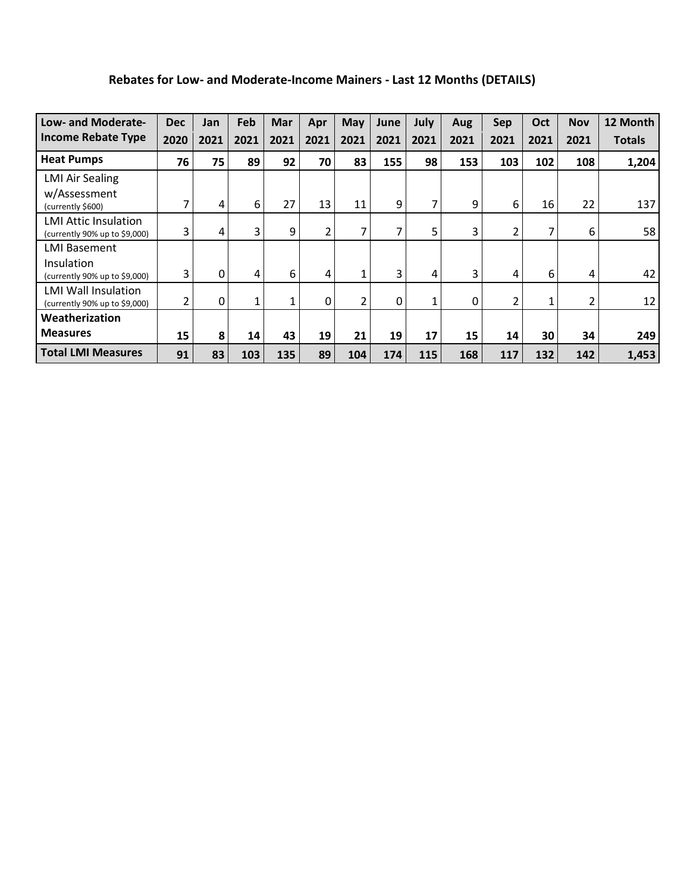## Rebates for Low- and Moderate-Income Mainers - Last 12 Months (DETAILS)

| Low- and Moderate-Income Rebate Type | Dec 2020 | Jan 2021 | Feb 2021 | Mar 2021 | Apr 2021 | May 2021 | June 2021 | July 2021 | Aug 2021 | Sep 2021 | Oct 2021 | Nov 2021 | 12 Month Totals |
|---|---|---|---|---|---|---|---|---|---|---|---|---|---|
| **Heat Pumps** | **76** | **75** | **89** | **92** | **70** | **83** | **155** | **98** | **153** | **103** | **102** | **108** | **1,204** |
| LMI Air Sealing w/Assessment (currently $600) | 7 | 4 | 6 | 27 | 13 | 11 | 9 | 7 | 9 | 6 | 16 | 22 | 137 |
| LMI Attic Insulation (currently 90% up to $9,000) | 3 | 4 | 3 | 9 | 2 | 7 | 7 | 5 | 3 | 2 | 7 | 6 | 58 |
| LMI Basement Insulation (currently 90% up to $9,000) | 3 | 0 | 4 | 6 | 4 | 1 | 3 | 4 | 3 | 4 | 6 | 4 | 42 |
| LMI Wall Insulation (currently 90% up to $9,000) | 2 | 0 | 1 | 1 | 0 | 2 | 0 | 1 | 0 | 2 | 1 | 2 | 12 |
| **Weatherization Measures** | **15** | **8** | **14** | **43** | **19** | **21** | **19** | **17** | **15** | **14** | **30** | **34** | **249** |
| **Total LMI Measures** | **91** | **83** | **103** | **135** | **89** | **104** | **174** | **115** | **168** | **117** | **132** | **142** | **1,453** |